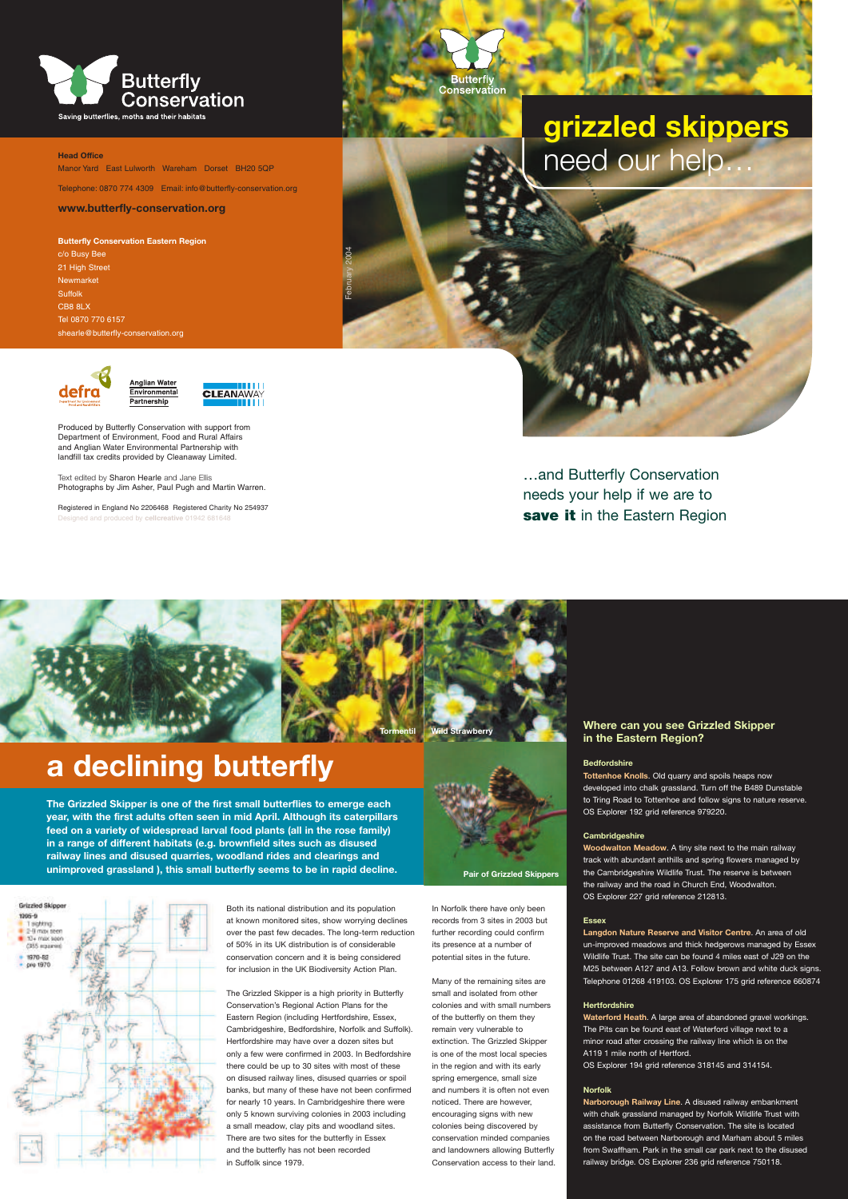# grizzled skippers need our help…

…and Butterfly Conservation needs your help if we are to **save it** in the Eastern Region

February 2004

**Butterfly Conservation**
Saving butterflies, moths and their habitats

**Head Office**
Manor Yard East Lulworth Wareham Dorset BH20 5QP

Telephone: 0870 774 4309 Email: info@butterfly-conservation.org

**www.butterfly-conservation.org**

**Butterfly Conservation Eastern Region**
c/o Busy Bee
21 High Street
Newmarket
Suffolk
CB8 8LX
Tel 0870 770 6157
shearle@butterfly-conservation.org

Produced by Butterfly Conservation with support from Department of Environment, Food and Rural Affairs and Anglian Water Environmental Partnership with landfill tax credits provided by Cleanaway Limited.

Text edited by Sharon Hearle and Jane Ellis
Photographs by Jim Asher, Paul Pugh and Martin Warren.

Registered in England No 2206468 Registered Charity No 254937
Designed and produced by cellcreative 01942 681648

Tormentil

Wild Strawberry

Pair of Grizzled Skippers

# a declining butterfly

**The Grizzled Skipper is one of the first small butterflies to emerge each year, with the first adults often seen in mid April. Although its caterpillars feed on a variety of widespread larval food plants (all in the rose family) in a range of different habitats (e.g. brownfield sites such as disused railway lines and disused quarries, woodland rides and clearings and unimproved grassland ), this small butterfly seems to be in rapid decline.**

Grizzled Skipper
1995-9
1 sighting
2-9 max seen
10+ max seen
(365 squares)
1970-82
pre 1970

Both its national distribution and its population at known monitored sites, show worrying declines over the past few decades. The long-term reduction of 50% in its UK distribution is of considerable conservation concern and it is being considered for inclusion in the UK Biodiversity Action Plan.

The Grizzled Skipper is a high priority in Butterfly Conservation's Regional Action Plans for the Eastern Region (including Hertfordshire, Essex, Cambridgeshire, Bedfordshire, Norfolk and Suffolk). Hertfordshire may have over a dozen sites but only a few were confirmed in 2003. In Bedfordshire there could be up to 30 sites with most of these on disused railway lines, disused quarries or spoil banks, but many of these have not been confirmed for nearly 10 years. In Cambridgeshire there were only 5 known surviving colonies in 2003 including a small meadow, clay pits and woodland sites. There are two sites for the butterfly in Essex and the butterfly has not been recorded in Suffolk since 1979.

In Norfolk there have only been records from 3 sites in 2003 but further recording could confirm its presence at a number of potential sites in the future.

Many of the remaining sites are small and isolated from other colonies and with small numbers of the butterfly on them they remain very vulnerable to extinction. The Grizzled Skipper is one of the most local species in the region and with its early spring emergence, small size and numbers it is often not even noticed. There are however, encouraging signs with new colonies being discovered by conservation minded companies and landowners allowing Butterfly Conservation access to their land.

### Where can you see Grizzled Skipper in the Eastern Region?

**Bedfordshire**

**Tottenhoe Knolls.** Old quarry and spoils heaps now developed into chalk grassland. Turn off the B489 Dunstable to Tring Road to Tottenhoe and follow signs to nature reserve. OS Explorer 192 grid reference 979220.

**Cambridgeshire**

**Woodwalton Meadow.** A tiny site next to the main railway track with abundant anthills and spring flowers managed by the Cambridgeshire Wildlife Trust. The reserve is between the railway and the road in Church End, Woodwalton. OS Explorer 227 grid reference 212813.

**Essex**

**Langdon Nature Reserve and Visitor Centre.** An area of old un-improved meadows and thick hedgerows managed by Essex Wildlife Trust. The site can be found 4 miles east of J29 on the M25 between A127 and A13. Follow brown and white duck signs. Telephone 01268 419103. OS Explorer 175 grid reference 660874

**Hertfordshire**

**Waterford Heath.** A large area of abandoned gravel workings. The Pits can be found east of Waterford village next to a minor road after crossing the railway line which is on the A119 1 mile north of Hertford.
OS Explorer 194 grid reference 318145 and 314154.

**Norfolk**

**Narborough Railway Line.** A disused railway embankment with chalk grassland managed by Norfolk Wildlife Trust with assistance from Butterfly Conservation. The site is located on the road between Narborough and Marham about 5 miles from Swaffham. Park in the small car park next to the disused railway bridge. OS Explorer 236 grid reference 750118.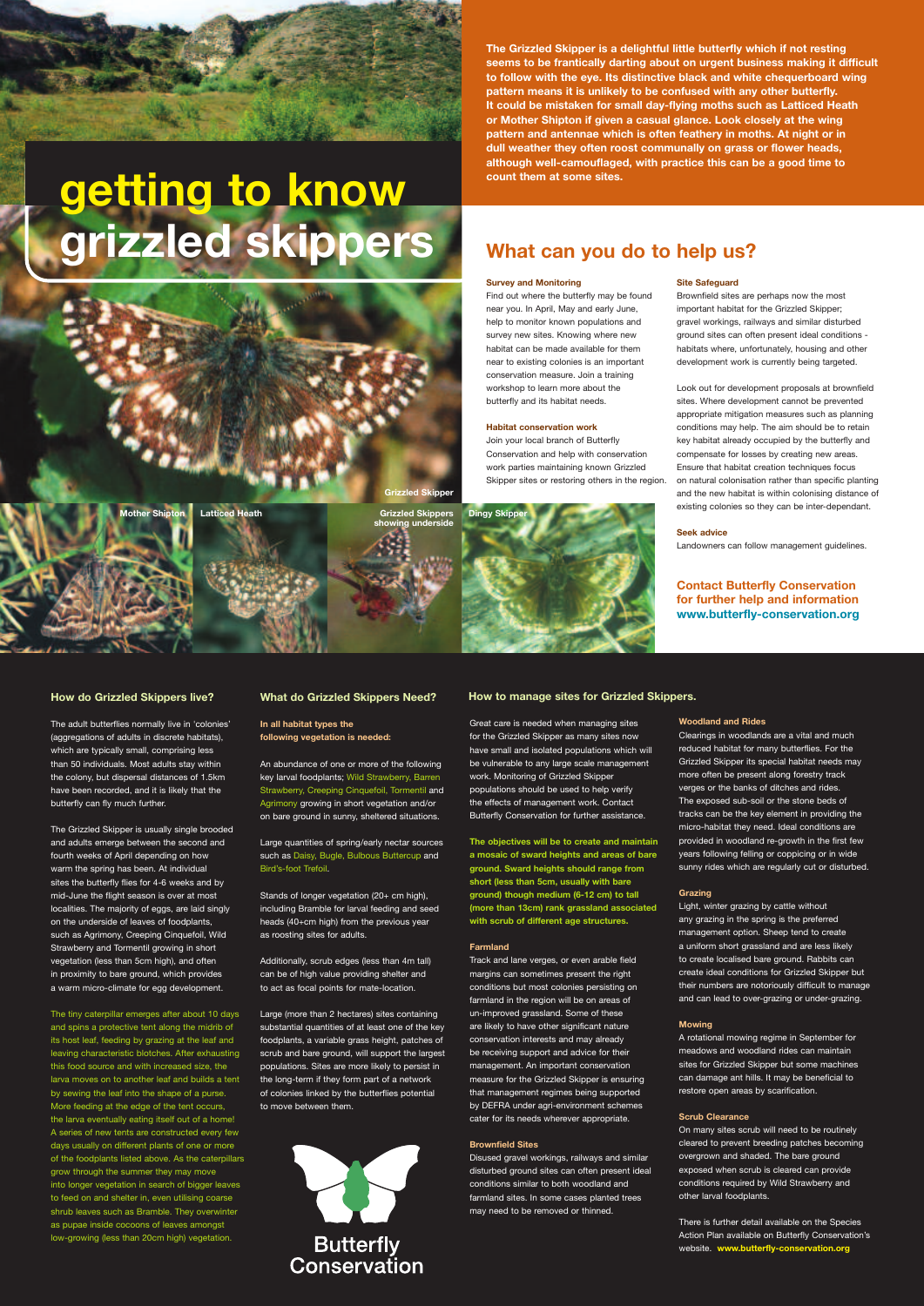# getting to know grizzled skippers

**The Grizzled Skipper is a delightful little butterfly which if not resting seems to be frantically darting about on urgent business making it difficult to follow with the eye. Its distinctive black and white chequerboard wing pattern means it is unlikely to be confused with any other butterfly. It could be mistaken for small day-flying moths such as Latticed Heath or Mother Shipton if given a casual glance. Look closely at the wing pattern and antennae which is often feathery in moths. At night or in dull weather they often roost communally on grass or flower heads, although well-camouflaged, with practice this can be a good time to count them at some sites.**

Grizzled Skipper

Mother Shipton

Latticed Heath

Grizzled Skippers showing underside

Dingy Skipper

## What can you do to help us?

**Survey and Monitoring**

Find out where the butterfly may be found near you. In April, May and early June, help to monitor known populations and survey new sites. Knowing where new habitat can be made available for them near to existing colonies is an important conservation measure. Join a training workshop to learn more about the butterfly and its habitat needs.

**Habitat conservation work**

Join your local branch of Butterfly Conservation and help with conservation work parties maintaining known Grizzled Skipper sites or restoring others in the region.

**Site Safeguard**

Brownfield sites are perhaps now the most important habitat for the Grizzled Skipper; gravel workings, railways and similar disturbed ground sites can often present ideal conditions - habitats where, unfortunately, housing and other development work is currently being targeted.

Look out for development proposals at brownfield sites. Where development cannot be prevented appropriate mitigation measures such as planning conditions may help. The aim should be to retain key habitat already occupied by the butterfly and compensate for losses by creating new areas. Ensure that habitat creation techniques focus on natural colonisation rather than specific planting and the new habitat is within colonising distance of existing colonies so they can be inter-dependant.

**Seek advice**

Landowners can follow management guidelines.

**Contact Butterfly Conservation for further help and information www.butterfly-conservation.org**

### How do Grizzled Skippers live?

The adult butterflies normally live in 'colonies' (aggregations of adults in discrete habitats), which are typically small, comprising less than 50 individuals. Most adults stay within the colony, but dispersal distances of 1.5km have been recorded, and it is likely that the butterfly can fly much further.

The Grizzled Skipper is usually single brooded and adults emerge between the second and fourth weeks of April depending on how warm the spring has been. At individual sites the butterfly flies for 4-6 weeks and by mid-June the flight season is over at most localities. The majority of eggs, are laid singly on the underside of leaves of foodplants, such as Agrimony, Creeping Cinquefoil, Wild Strawberry and Tormentil growing in short vegetation (less than 5cm high), and often in proximity to bare ground, which provides a warm micro-climate for egg development.

The tiny caterpillar emerges after about 10 days and spins a protective tent along the midrib of its host leaf, feeding by grazing at the leaf and leaving characteristic blotches. After exhausting this food source and with increased size, the larva moves on to another leaf and builds a tent by sewing the leaf into the shape of a purse. More feeding at the edge of the tent occurs, the larva eventually eating itself out of a home! A series of new tents are constructed every few days usually on different plants of one or more of the foodplants listed above. As the caterpillars grow through the summer they may move into longer vegetation in search of bigger leaves to feed on and shelter in, even utilising coarse shrub leaves such as Bramble. They overwinter as pupae inside cocoons of leaves amongst low-growing (less than 20cm high) vegetation.

### What do Grizzled Skippers Need?

**In all habitat types the following vegetation is needed:**

An abundance of one or more of the following key larval foodplants; Wild Strawberry, Barren Strawberry, Creeping Cinquefoil, Tormentil and Agrimony growing in short vegetation and/or on bare ground in sunny, sheltered situations.

Large quantities of spring/early nectar sources such as Daisy, Bugle, Bulbous Buttercup and Bird's-foot Trefoil.

Stands of longer vegetation (20+ cm high), including Bramble for larval feeding and seed heads (40+cm high) from the previous year as roosting sites for adults.

Additionally, scrub edges (less than 4m tall) can be of high value providing shelter and to act as focal points for mate-location.

Large (more than 2 hectares) sites containing substantial quantities of at least one of the key foodplants, a variable grass height, patches of scrub and bare ground, will support the largest populations. Sites are more likely to persist in the long-term if they form part of a network of colonies linked by the butterflies potential to move between them.

Butterfly Conservation

### How to manage sites for Grizzled Skippers.

Great care is needed when managing sites for the Grizzled Skipper as many sites now have small and isolated populations which will be vulnerable to any large scale management work. Monitoring of Grizzled Skipper populations should be used to help verify the effects of management work. Contact Butterfly Conservation for further assistance.

**The objectives will be to create and maintain a mosaic of sward heights and areas of bare ground. Sward heights should range from short (less than 5cm, usually with bare ground) though medium (6-12 cm) to tall (more than 13cm) rank grassland associated with scrub of different age structures.**

**Farmland**

Track and lane verges, or even arable field margins can sometimes present the right conditions but most colonies persisting on farmland in the region will be on areas of un-improved grassland. Some of these are likely to have other significant nature conservation interests and may already be receiving support and advice for their management. An important conservation measure for the Grizzled Skipper is ensuring that management regimes being supported by DEFRA under agri-environment schemes cater for its needs wherever appropriate.

**Brownfield Sites**

Disused gravel workings, railways and similar disturbed ground sites can often present ideal conditions similar to both woodland and farmland sites. In some cases planted trees may need to be removed or thinned.

**Woodland and Rides**

Clearings in woodlands are a vital and much reduced habitat for many butterflies. For the Grizzled Skipper its special habitat needs may more often be present along forestry track verges or the banks of ditches and rides. The exposed sub-soil or the stone beds of tracks can be the key element in providing the micro-habitat they need. Ideal conditions are provided in woodland re-growth in the first few years following felling or coppicing or in wide sunny rides which are regularly cut or disturbed.

**Grazing**

Light, winter grazing by cattle without any grazing in the spring is the preferred management option. Sheep tend to create a uniform short grassland and are less likely to create localised bare ground. Rabbits can create ideal conditions for Grizzled Skipper but their numbers are notoriously difficult to manage and can lead to over-grazing or under-grazing.

**Mowing**

A rotational mowing regime in September for meadows and woodland rides can maintain sites for Grizzled Skipper but some machines can damage ant hills. It may be beneficial to restore open areas by scarification.

**Scrub Clearance**

On many sites scrub will need to be routinely cleared to prevent breeding patches becoming overgrown and shaded. The bare ground exposed when scrub is cleared can provide conditions required by Wild Strawberry and other larval foodplants.

There is further detail available on the Species Action Plan available on Butterfly Conservation's website. **www.butterfly-conservation.org**